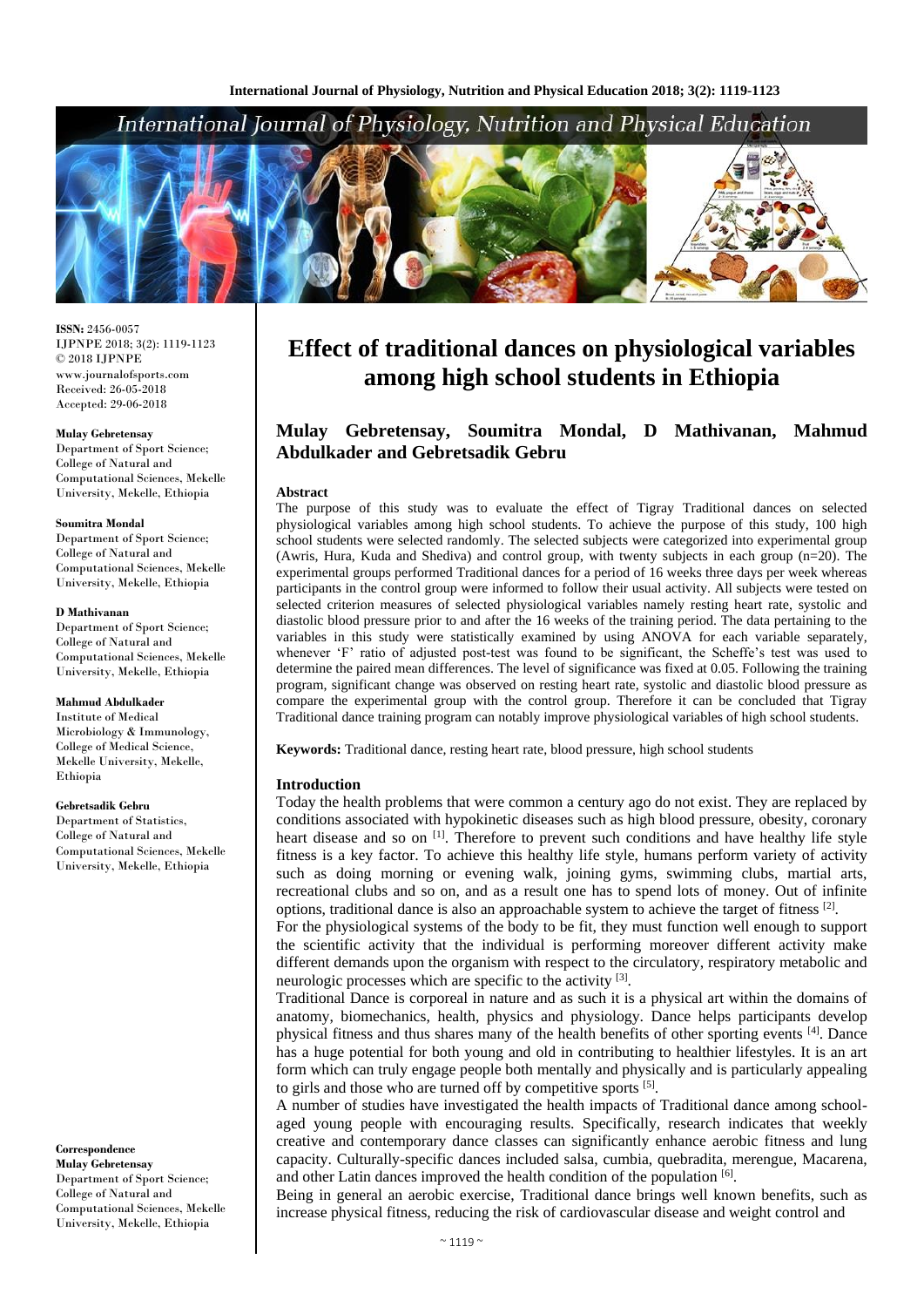# Effect of traditional dances on physiological variables among high school students in Ethiopia

**Mulay Gebretensay, Soumitra Mondal, D Mathivanan, Mahmud Abdulkader and Gebretsadik Gebru**

**ISSN:** 2456-0057
IJPNPE 2018; 3(2): 1119-1123
© 2018 IJPNPE
www.journalofsports.com
Received: 26-05-2018
Accepted: 29-06-2018

**Mulay Gebretensay**
Department of Sport Science; College of Natural and Computational Sciences, Mekelle University, Mekelle, Ethiopia

**Soumitra Mondal**
Department of Sport Science; College of Natural and Computational Sciences, Mekelle University, Mekelle, Ethiopia

**D Mathivanan**
Department of Sport Science; College of Natural and Computational Sciences, Mekelle University, Mekelle, Ethiopia

**Mahmud Abdulkader**
Institute of Medical Microbiology & Immunology, College of Medical Science, Mekelle University, Mekelle, Ethiopia

**Gebretsadik Gebru**
Department of Statistics, College of Natural and Computational Sciences, Mekelle University, Mekelle, Ethiopia

**Correspondence**
**Mulay Gebretensay**
Department of Sport Science; College of Natural and Computational Sciences, Mekelle University, Mekelle, Ethiopia

## Abstract

The purpose of this study was to evaluate the effect of Tigray Traditional dances on selected physiological variables among high school students. To achieve the purpose of this study, 100 high school students were selected randomly. The selected subjects were categorized into experimental group (Awris, Hura, Kuda and Shediva) and control group, with twenty subjects in each group (n=20). The experimental groups performed Traditional dances for a period of 16 weeks three days per week whereas participants in the control group were informed to follow their usual activity. All subjects were tested on selected criterion measures of selected physiological variables namely resting heart rate, systolic and diastolic blood pressure prior to and after the 16 weeks of the training period. The data pertaining to the variables in this study were statistically examined by using ANOVA for each variable separately, whenever 'F' ratio of adjusted post-test was found to be significant, the Scheffe's test was used to determine the paired mean differences. The level of significance was fixed at 0.05. Following the training program, significant change was observed on resting heart rate, systolic and diastolic blood pressure as compare the experimental group with the control group. Therefore it can be concluded that Tigray Traditional dance training program can notably improve physiological variables of high school students.

**Keywords:** Traditional dance, resting heart rate, blood pressure, high school students

## Introduction

Today the health problems that were common a century ago do not exist. They are replaced by conditions associated with hypokinetic diseases such as high blood pressure, obesity, coronary heart disease and so on [1]. Therefore to prevent such conditions and have healthy life style fitness is a key factor. To achieve this healthy life style, humans perform variety of activity such as doing morning or evening walk, joining gyms, swimming clubs, martial arts, recreational clubs and so on, and as a result one has to spend lots of money. Out of infinite options, traditional dance is also an approachable system to achieve the target of fitness [2].

For the physiological systems of the body to be fit, they must function well enough to support the scientific activity that the individual is performing moreover different activity make different demands upon the organism with respect to the circulatory, respiratory metabolic and neurologic processes which are specific to the activity [3].

Traditional Dance is corporeal in nature and as such it is a physical art within the domains of anatomy, biomechanics, health, physics and physiology. Dance helps participants develop physical fitness and thus shares many of the health benefits of other sporting events [4]. Dance has a huge potential for both young and old in contributing to healthier lifestyles. It is an art form which can truly engage people both mentally and physically and is particularly appealing to girls and those who are turned off by competitive sports [5].

A number of studies have investigated the health impacts of Traditional dance among school-aged young people with encouraging results. Specifically, research indicates that weekly creative and contemporary dance classes can significantly enhance aerobic fitness and lung capacity. Culturally-specific dances included salsa, cumbia, quebradita, merengue, Macarena, and other Latin dances improved the health condition of the population [6].

Being in general an aerobic exercise, Traditional dance brings well known benefits, such as increase physical fitness, reducing the risk of cardiovascular disease and weight control and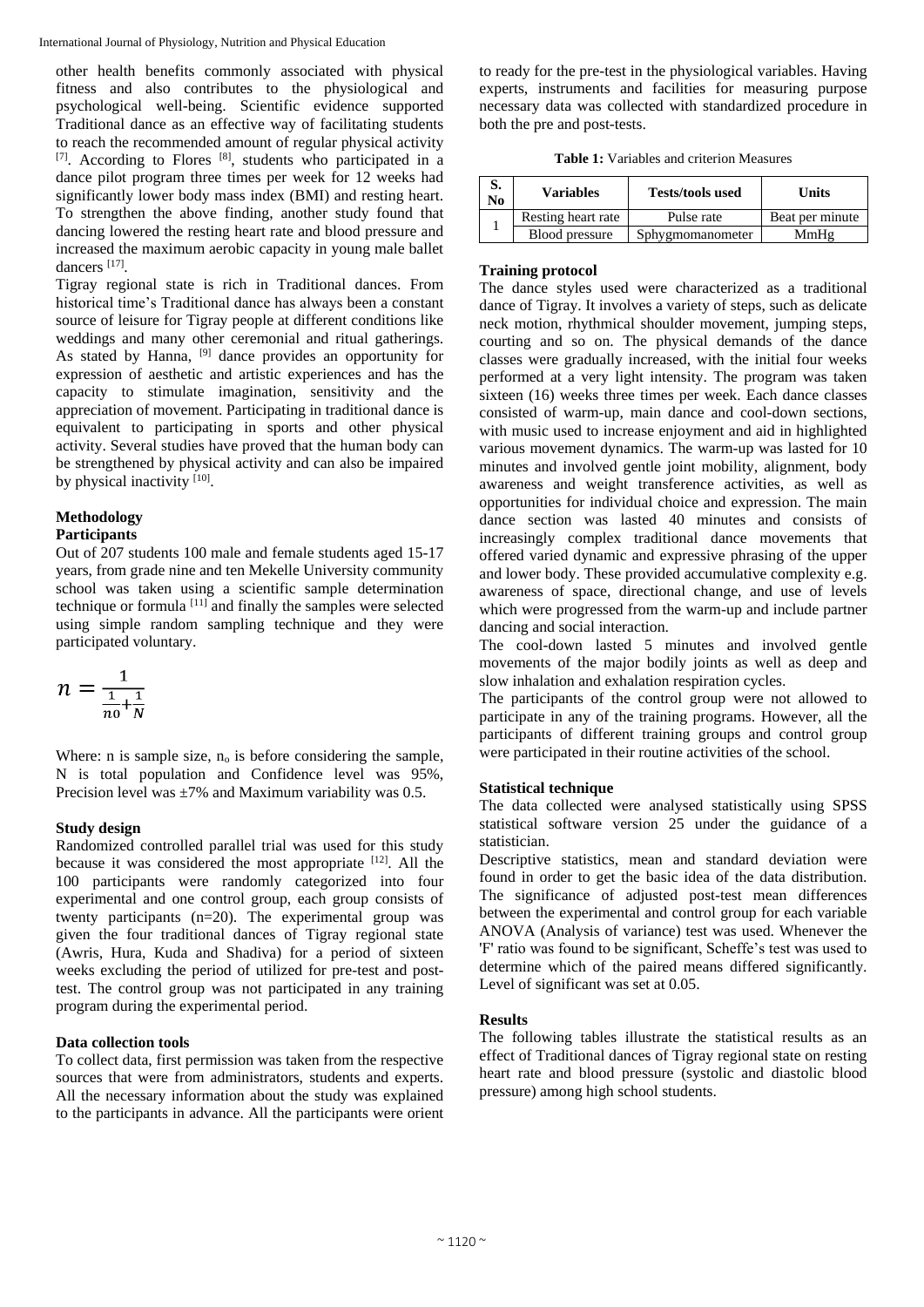other health benefits commonly associated with physical fitness and also contributes to the physiological and psychological well-being. Scientific evidence supported Traditional dance as an effective way of facilitating students to reach the recommended amount of regular physical activity [7]. According to Flores [8], students who participated in a dance pilot program three times per week for 12 weeks had significantly lower body mass index (BMI) and resting heart. To strengthen the above finding, another study found that dancing lowered the resting heart rate and blood pressure and increased the maximum aerobic capacity in young male ballet dancers [17].

Tigray regional state is rich in Traditional dances. From historical time's Traditional dance has always been a constant source of leisure for Tigray people at different conditions like weddings and many other ceremonial and ritual gatherings. As stated by Hanna, [9] dance provides an opportunity for expression of aesthetic and artistic experiences and has the capacity to stimulate imagination, sensitivity and the appreciation of movement. Participating in traditional dance is equivalent to participating in sports and other physical activity. Several studies have proved that the human body can be strengthened by physical activity and can also be impaired by physical inactivity [10].

## Methodology

### Participants

Out of 207 students 100 male and female students aged 15-17 years, from grade nine and ten Mekelle University community school was taken using a scientific sample determination technique or formula [11] and finally the samples were selected using simple random sampling technique and they were participated voluntary.

$$n = \frac{1}{\frac{1}{n0}+\frac{1}{N}}$$

Where: n is sample size, $n_o$ is before considering the sample, N is total population and Confidence level was 95%, Precision level was ±7% and Maximum variability was 0.5.

### Study design

Randomized controlled parallel trial was used for this study because it was considered the most appropriate [12]. All the 100 participants were randomly categorized into four experimental and one control group, each group consists of twenty participants (n=20). The experimental group was given the four traditional dances of Tigray regional state (Awris, Hura, Kuda and Shadiva) for a period of sixteen weeks excluding the period of utilized for pre-test and post-test. The control group was not participated in any training program during the experimental period.

### Data collection tools

To collect data, first permission was taken from the respective sources that were from administrators, students and experts. All the necessary information about the study was explained to the participants in advance. All the participants were orient to ready for the pre-test in the physiological variables. Having experts, instruments and facilities for measuring purpose necessary data was collected with standardized procedure in both the pre and post-tests.

**Table 1:** Variables and criterion Measures

| S. No | Variables | Tests/tools used | Units |
|---|---|---|---|
| 1 | Resting heart rate | Pulse rate | Beat per minute |
| | Blood pressure | Sphygmomanometer | MmHg |

### Training protocol

The dance styles used were characterized as a traditional dance of Tigray. It involves a variety of steps, such as delicate neck motion, rhythmical shoulder movement, jumping steps, courting and so on. The physical demands of the dance classes were gradually increased, with the initial four weeks performed at a very light intensity. The program was taken sixteen (16) weeks three times per week. Each dance classes consisted of warm-up, main dance and cool-down sections, with music used to increase enjoyment and aid in highlighted various movement dynamics. The warm-up was lasted for 10 minutes and involved gentle joint mobility, alignment, body awareness and weight transference activities, as well as opportunities for individual choice and expression. The main dance section was lasted 40 minutes and consists of increasingly complex traditional dance movements that offered varied dynamic and expressive phrasing of the upper and lower body. These provided accumulative complexity e.g. awareness of space, directional change, and use of levels which were progressed from the warm-up and include partner dancing and social interaction.

The cool-down lasted 5 minutes and involved gentle movements of the major bodily joints as well as deep and slow inhalation and exhalation respiration cycles.

The participants of the control group were not allowed to participate in any of the training programs. However, all the participants of different training groups and control group were participated in their routine activities of the school.

### Statistical technique

The data collected were analysed statistically using SPSS statistical software version 25 under the guidance of a statistician.

Descriptive statistics, mean and standard deviation were found in order to get the basic idea of the data distribution. The significance of adjusted post-test mean differences between the experimental and control group for each variable ANOVA (Analysis of variance) test was used. Whenever the 'F' ratio was found to be significant, Scheffe's test was used to determine which of the paired means differed significantly. Level of significant was set at 0.05.

## Results

The following tables illustrate the statistical results as an effect of Traditional dances of Tigray regional state on resting heart rate and blood pressure (systolic and diastolic blood pressure) among high school students.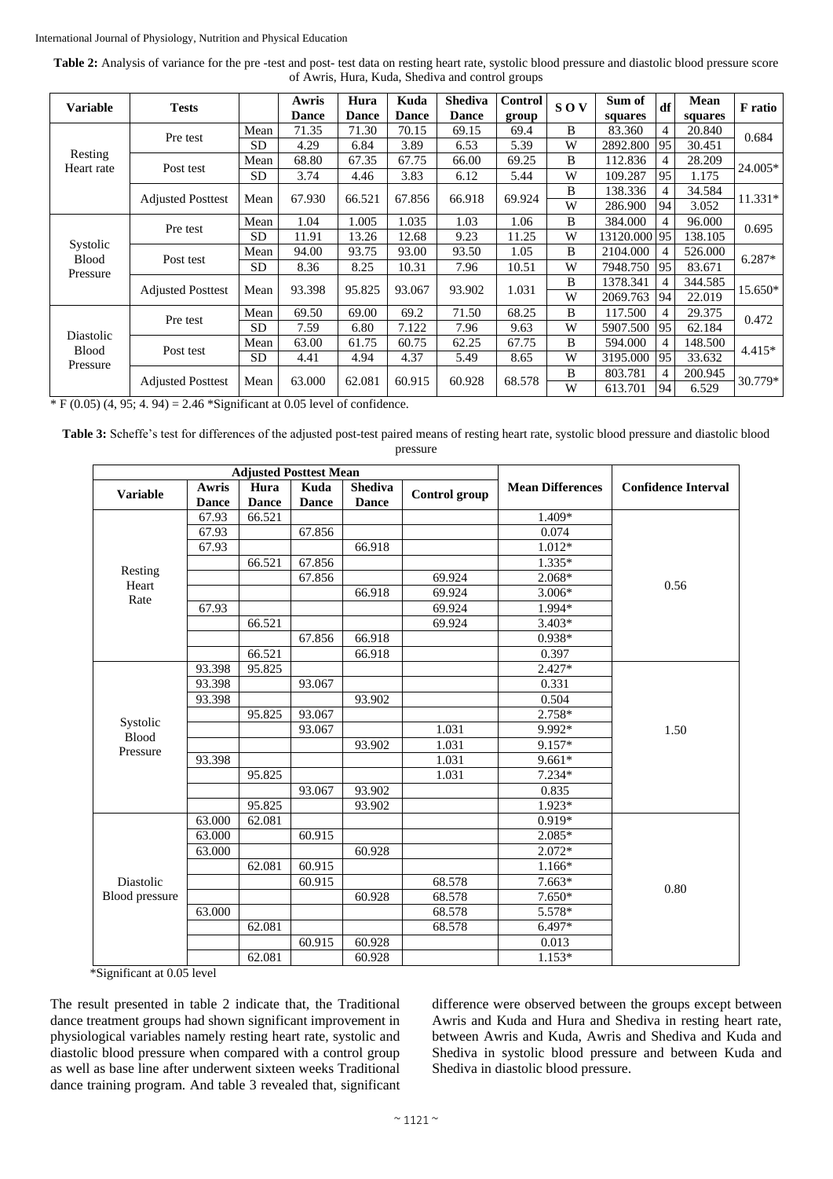**Table 2:** Analysis of variance for the pre -test and post- test data on resting heart rate, systolic blood pressure and diastolic blood pressure score of Awris, Hura, Kuda, Shediva and control groups

| Variable | Tests | | Awris Dance | Hura Dance | Kuda Dance | Shediva Dance | Control group | S O V | Sum of squares | df | Mean squares | F ratio |
|---|---|---|---|---|---|---|---|---|---|---|---|---|
| Resting Heart rate | Pre test | Mean | 71.35 | 71.30 | 70.15 | 69.15 | 69.4 | B | 83.360 | 4 | 20.840 | 0.684 |
| | | SD | 4.29 | 6.84 | 3.89 | 6.53 | 5.39 | W | 2892.800 | 95 | 30.451 | |
| | Post test | Mean | 68.80 | 67.35 | 67.75 | 66.00 | 69.25 | B | 112.836 | 4 | 28.209 | 24.005* |
| | | SD | 3.74 | 4.46 | 3.83 | 6.12 | 5.44 | W | 109.287 | 95 | 1.175 | |
| | Adjusted Posttest | Mean | 67.930 | 66.521 | 67.856 | 66.918 | 69.924 | B | 138.336 | 4 | 34.584 | 11.331* |
| | | | | | | | | W | 286.900 | 94 | 3.052 | |
| Systolic Blood Pressure | Pre test | Mean | 1.04 | 1.005 | 1.035 | 1.03 | 1.06 | B | 384.000 | 4 | 96.000 | 0.695 |
| | | SD | 11.91 | 13.26 | 12.68 | 9.23 | 11.25 | W | 13120.000 | 95 | 138.105 | |
| | Post test | Mean | 94.00 | 93.75 | 93.00 | 93.50 | 1.05 | B | 2104.000 | 4 | 526.000 | 6.287* |
| | | SD | 8.36 | 8.25 | 10.31 | 7.96 | 10.51 | W | 7948.750 | 95 | 83.671 | |
| | Adjusted Posttest | Mean | 93.398 | 95.825 | 93.067 | 93.902 | 1.031 | B | 1378.341 | 4 | 344.585 | 15.650* |
| | | | | | | | | W | 2069.763 | 94 | 22.019 | |
| Diastolic Blood Pressure | Pre test | Mean | 69.50 | 69.00 | 69.2 | 71.50 | 68.25 | B | 117.500 | 4 | 29.375 | 0.472 |
| | | SD | 7.59 | 6.80 | 7.122 | 7.96 | 9.63 | W | 5907.500 | 95 | 62.184 | |
| | Post test | Mean | 63.00 | 61.75 | 60.75 | 62.25 | 67.75 | B | 594.000 | 4 | 148.500 | 4.415* |
| | | SD | 4.41 | 4.94 | 4.37 | 5.49 | 8.65 | W | 3195.000 | 95 | 33.632 | |
| | Adjusted Posttest | Mean | 63.000 | 62.081 | 60.915 | 60.928 | 68.578 | B | 803.781 | 4 | 200.945 | 30.779* |
| | | | | | | | | W | 613.701 | 94 | 6.529 | |

* F (0.05) (4, 95; 4. 94) = 2.46 *Significant at 0.05 level of confidence.

**Table 3:** Scheffe's test for differences of the adjusted post-test paired means of resting heart rate, systolic blood pressure and diastolic blood pressure

| Variable | Adjusted Posttest Mean | | | | | Mean Differences | Confidence Interval |
|---|---|---|---|---|---|---|---|
| | Awris Dance | Hura Dance | Kuda Dance | Shediva Dance | Control group | | |
| Resting Heart Rate | 67.93 | 66.521 | | | | 1.409* | 0.56 |
| | 67.93 | | 67.856 | | | 0.074 | |
| | 67.93 | | | 66.918 | | 1.012* | |
| | | 66.521 | 67.856 | | | 1.335* | |
| | | | 67.856 | | 69.924 | 2.068* | |
| | | | | 66.918 | 69.924 | 3.006* | |
| | 67.93 | | | | 69.924 | 1.994* | |
| | | 66.521 | | | 69.924 | 3.403* | |
| | | | 67.856 | 66.918 | | 0.938* | |
| | | 66.521 | | 66.918 | | 0.397 | |
| Systolic Blood Pressure | 93.398 | 95.825 | | | | 2.427* | 1.50 |
| | 93.398 | | 93.067 | | | 0.331 | |
| | 93.398 | | | 93.902 | | 0.504 | |
| | | 95.825 | 93.067 | | | 2.758* | |
| | | | 93.067 | | 1.031 | 9.992* | |
| | | | | 93.902 | 1.031 | 9.157* | |
| | 93.398 | | | | 1.031 | 9.661* | |
| | | 95.825 | | | 1.031 | 7.234* | |
| | | | 93.067 | 93.902 | | 0.835 | |
| | | 95.825 | | 93.902 | | 1.923* | |
| Diastolic Blood pressure | 63.000 | 62.081 | | | | 0.919* | 0.80 |
| | 63.000 | | 60.915 | | | 2.085* | |
| | 63.000 | | | 60.928 | | 2.072* | |
| | | 62.081 | 60.915 | | | 1.166* | |
| | | | 60.915 | | 68.578 | 7.663* | |
| | | | | 60.928 | 68.578 | 7.650* | |
| | 63.000 | | | | 68.578 | 5.578* | |
| | | 62.081 | | | 68.578 | 6.497* | |
| | | | 60.915 | 60.928 | | 0.013 | |
| | | 62.081 | | 60.928 | | 1.153* | |

*Significant at 0.05 level

The result presented in table 2 indicate that, the Traditional dance treatment groups had shown significant improvement in physiological variables namely resting heart rate, systolic and diastolic blood pressure when compared with a control group as well as base line after underwent sixteen weeks Traditional dance training program. And table 3 revealed that, significant difference were observed between the groups except between Awris and Kuda and Hura and Shediva in resting heart rate, between Awris and Kuda, Awris and Shediva and Kuda and Shediva in systolic blood pressure and between Kuda and Shediva in diastolic blood pressure.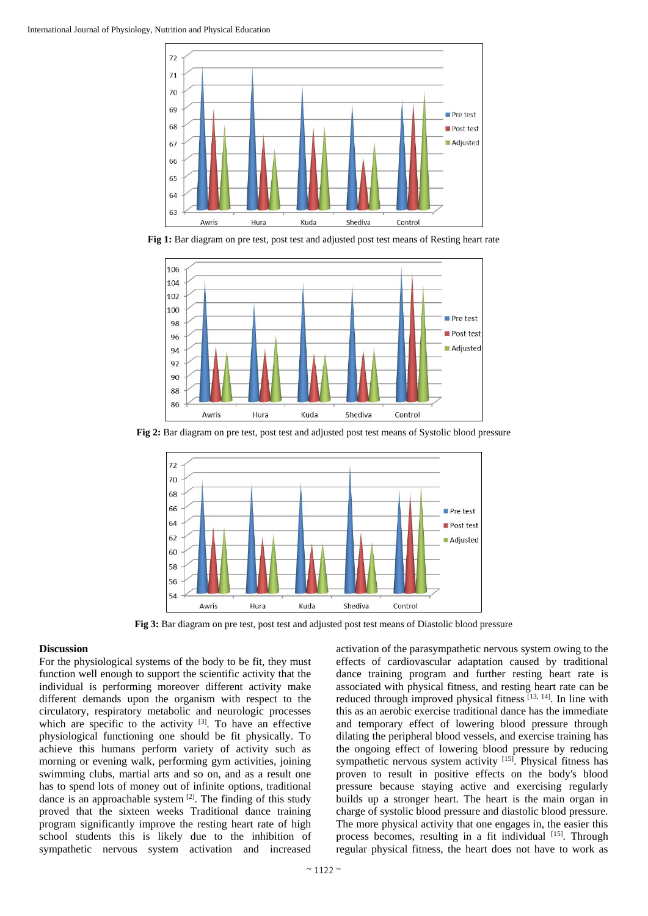Fig 1: Bar diagram on pre test, post test and adjusted post test means of Resting heart rate

Fig 2: Bar diagram on pre test, post test and adjusted post test means of Systolic blood pressure

Fig 3: Bar diagram on pre test, post test and adjusted post test means of Diastolic blood pressure

## Discussion

For the physiological systems of the body to be fit, they must function well enough to support the scientific activity that the individual is performing moreover different activity make different demands upon the organism with respect to the circulatory, respiratory metabolic and neurologic processes which are specific to the activity [3]. To have an effective physiological functioning one should be fit physically. To achieve this humans perform variety of activity such as morning or evening walk, performing gym activities, joining swimming clubs, martial arts and so on, and as a result one has to spend lots of money out of infinite options, traditional dance is an approachable system [2]. The finding of this study proved that the sixteen weeks Traditional dance training program significantly improve the resting heart rate of high school students this is likely due to the inhibition of sympathetic nervous system activation and increased activation of the parasympathetic nervous system owing to the effects of cardiovascular adaptation caused by traditional dance training program and further resting heart rate is associated with physical fitness, and resting heart rate can be reduced through improved physical fitness [13, 14]. In line with this as an aerobic exercise traditional dance has the immediate and temporary effect of lowering blood pressure through dilating the peripheral blood vessels, and exercise training has the ongoing effect of lowering blood pressure by reducing sympathetic nervous system activity [15]. Physical fitness has proven to result in positive effects on the body's blood pressure because staying active and exercising regularly builds up a stronger heart. The heart is the main organ in charge of systolic blood pressure and diastolic blood pressure. The more physical activity that one engages in, the easier this process becomes, resulting in a fit individual [15]. Through regular physical fitness, the heart does not have to work as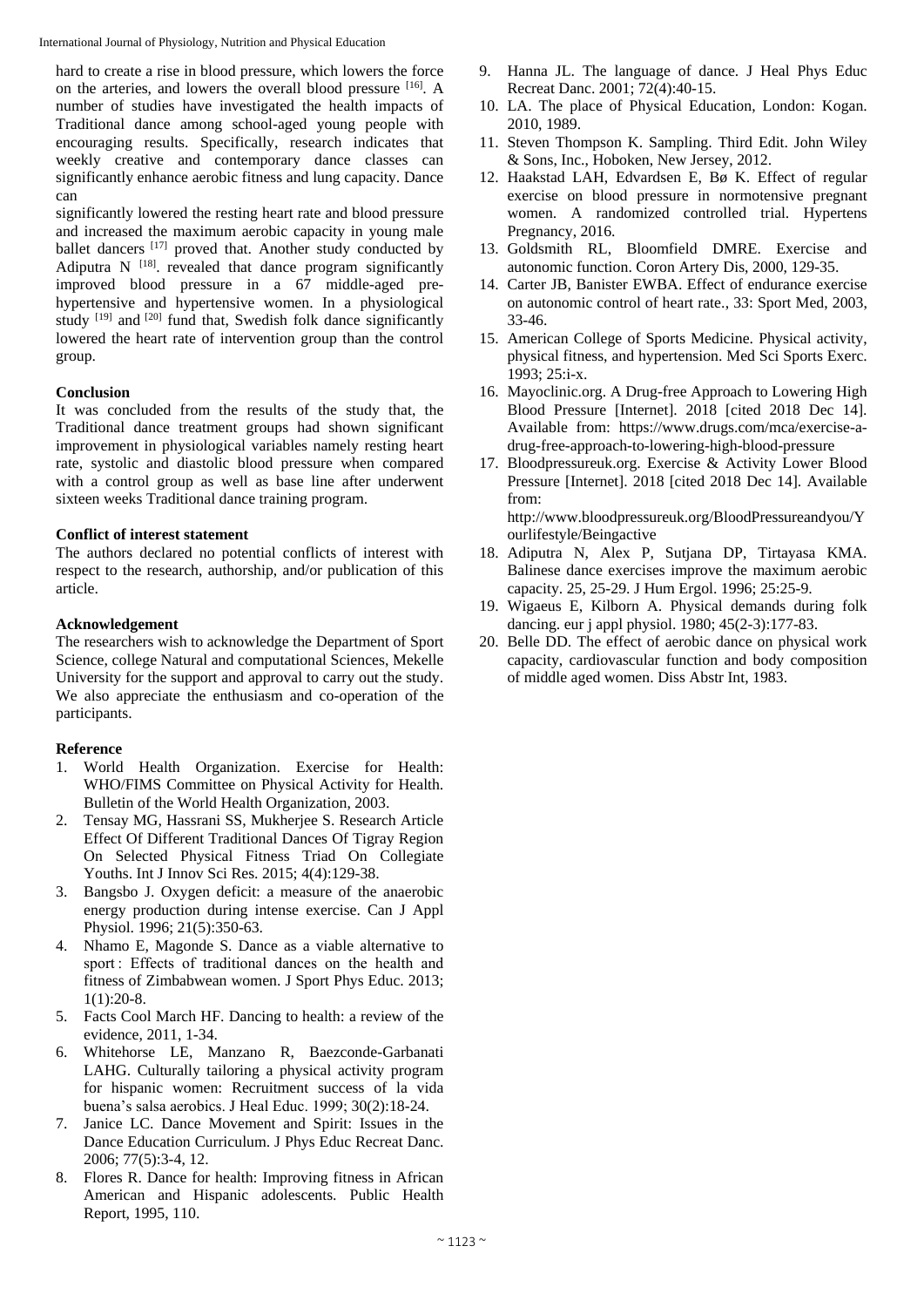hard to create a rise in blood pressure, which lowers the force on the arteries, and lowers the overall blood pressure [16]. A number of studies have investigated the health impacts of Traditional dance among school-aged young people with encouraging results. Specifically, research indicates that weekly creative and contemporary dance classes can significantly enhance aerobic fitness and lung capacity. Dance can

significantly lowered the resting heart rate and blood pressure and increased the maximum aerobic capacity in young male ballet dancers [17] proved that. Another study conducted by Adiputra N [18]. revealed that dance program significantly improved blood pressure in a 67 middle-aged pre-hypertensive and hypertensive women. In a physiological study [19] and [20] fund that, Swedish folk dance significantly lowered the heart rate of intervention group than the control group.

### Conclusion

It was concluded from the results of the study that, the Traditional dance treatment groups had shown significant improvement in physiological variables namely resting heart rate, systolic and diastolic blood pressure when compared with a control group as well as base line after underwent sixteen weeks Traditional dance training program.

### Conflict of interest statement

The authors declared no potential conflicts of interest with respect to the research, authorship, and/or publication of this article.

### Acknowledgement

The researchers wish to acknowledge the Department of Sport Science, college Natural and computational Sciences, Mekelle University for the support and approval to carry out the study. We also appreciate the enthusiasm and co-operation of the participants.

### Reference

1. World Health Organization. Exercise for Health: WHO/FIMS Committee on Physical Activity for Health. Bulletin of the World Health Organization, 2003.
2. Tensay MG, Hassrani SS, Mukherjee S. Research Article Effect Of Different Traditional Dances Of Tigray Region On Selected Physical Fitness Triad On Collegiate Youths. Int J Innov Sci Res. 2015; 4(4):129-38.
3. Bangsbo J. Oxygen deficit: a measure of the anaerobic energy production during intense exercise. Can J Appl Physiol. 1996; 21(5):350-63.
4. Nhamo E, Magonde S. Dance as a viable alternative to sport : Effects of traditional dances on the health and fitness of Zimbabwean women. J Sport Phys Educ. 2013; 1(1):20-8.
5. Facts Cool March HF. Dancing to health: a review of the evidence, 2011, 1-34.
6. Whitehorse LE, Manzano R, Baezconde-Garbanati LAHG. Culturally tailoring a physical activity program for hispanic women: Recruitment success of la vida buena's salsa aerobics. J Heal Educ. 1999; 30(2):18-24.
7. Janice LC. Dance Movement and Spirit: Issues in the Dance Education Curriculum. J Phys Educ Recreat Danc. 2006; 77(5):3-4, 12.
8. Flores R. Dance for health: Improving fitness in African American and Hispanic adolescents. Public Health Report, 1995, 110.
9. Hanna JL. The language of dance. J Heal Phys Educ Recreat Danc. 2001; 72(4):40-15.
10. LA. The place of Physical Education, London: Kogan. 2010, 1989.
11. Steven Thompson K. Sampling. Third Edit. John Wiley & Sons, Inc., Hoboken, New Jersey, 2012.
12. Haakstad LAH, Edvardsen E, Bø K. Effect of regular exercise on blood pressure in normotensive pregnant women. A randomized controlled trial. Hypertens Pregnancy, 2016.
13. Goldsmith RL, Bloomfield DMRE. Exercise and autonomic function. Coron Artery Dis, 2000, 129-35.
14. Carter JB, Banister EWBA. Effect of endurance exercise on autonomic control of heart rate., 33: Sport Med, 2003, 33-46.
15. American College of Sports Medicine. Physical activity, physical fitness, and hypertension. Med Sci Sports Exerc. 1993; 25:i-x.
16. Mayoclinic.org. A Drug-free Approach to Lowering High Blood Pressure [Internet]. 2018 [cited 2018 Dec 14]. Available from: https://www.drugs.com/mca/exercise-a-drug-free-approach-to-lowering-high-blood-pressure
17. Bloodpressureuk.org. Exercise & Activity Lower Blood Pressure [Internet]. 2018 [cited 2018 Dec 14]. Available from: http://www.bloodpressureuk.org/BloodPressureandyou/Yourlifestyle/Beingactive
18. Adiputra N, Alex P, Sutjana DP, Tirtayasa KMA. Balinese dance exercises improve the maximum aerobic capacity. 25, 25-29. J Hum Ergol. 1996; 25:25-9.
19. Wigaeus E, Kilborn A. Physical demands during folk dancing. eur j appl physiol. 1980; 45(2-3):177-83.
20. Belle DD. The effect of aerobic dance on physical work capacity, cardiovascular function and body composition of middle aged women. Diss Abstr Int, 1983.